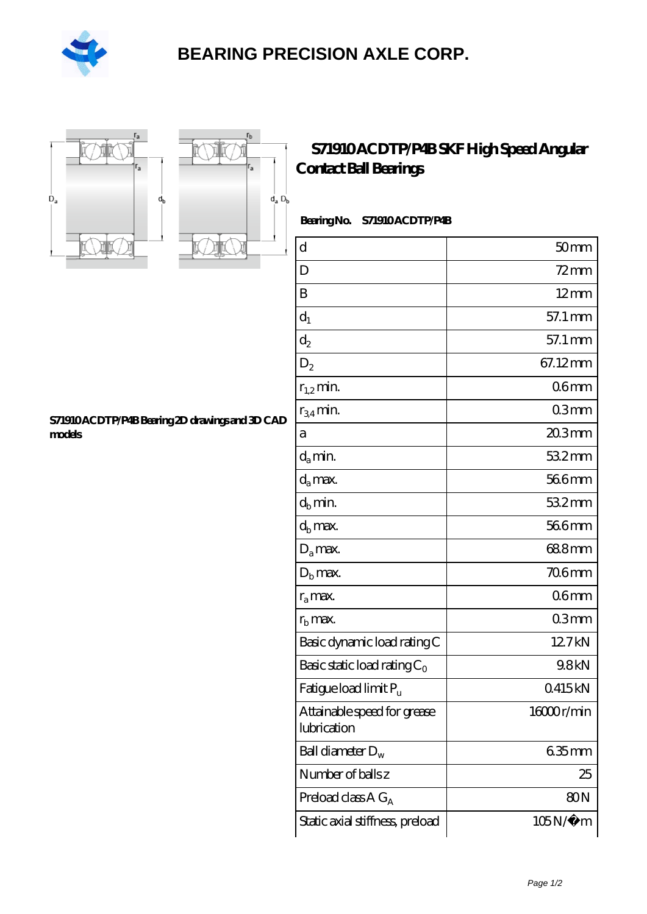# BEARING PRECISION AXLE CORP.

## S71910 ACDTP/P4B SKF High Speed Angular Contact Ball Bearings

**S71910 ACDTP/P4B Bearing 2D drawings and 3D CAD models**

**Bearing No.** S71910 ACDTP/P4B

| | |
|---|---|
| d | 50 mm |
| D | 72 mm |
| B | 12 mm |
| $d_1$ | 57.1 mm |
| $d_2$ | 57.1 mm |
| $D_2$ | 67.12 mm |
| $r_{1,2}$ min. | 0.6 mm |
| $r_{3,4}$ min. | 0.3 mm |
| a | 20.3 mm |
| $d_a$ min. | 53.2 mm |
| $d_a$ max. | 56.6 mm |
| $d_b$ min. | 53.2 mm |
| $d_b$ max. | 56.6 mm |
| $D_a$ max. | 68.8 mm |
| $D_b$ max. | 70.6 mm |
| $r_a$ max. | 0.6 mm |
| $r_b$ max. | 0.3 mm |
| Basic dynamic load rating C | 12.7 kN |
| Basic static load rating $C_0$ | 9.8 kN |
| Fatigue load limit $P_u$ | 0.415 kN |
| Attainable speed for grease lubrication | 16000 r/min |
| Ball diameter $D_w$ | 6.35 mm |
| Number of balls z | 25 |
| Preload class A $G_A$ | 80 N |
| Static axial stiffness, preload | 105 N/µm |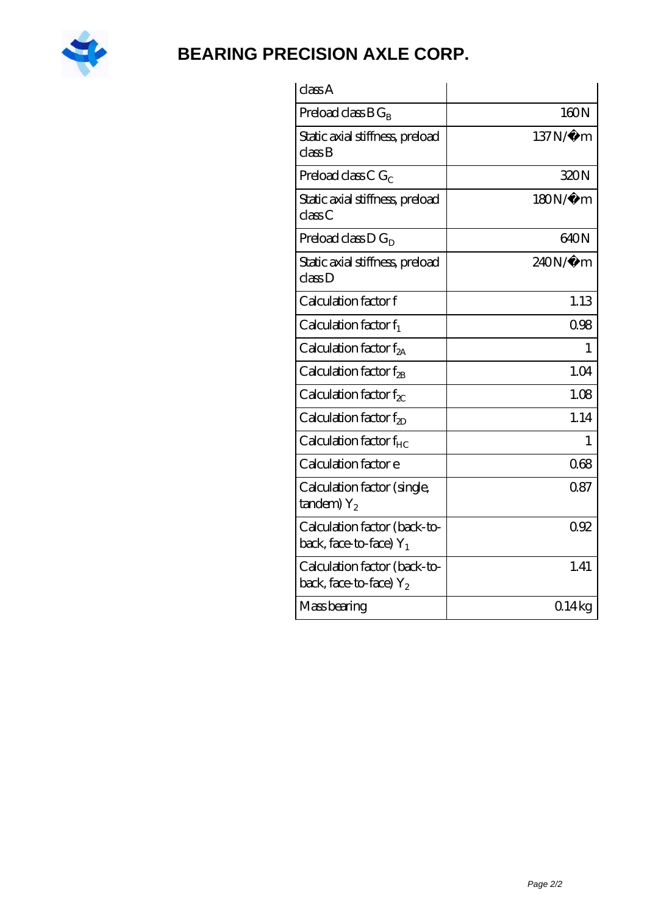# BEARING PRECISION AXLE CORP.

| | |
|---|---|
| class A | |
| Preload class B $G_B$ | 160 N |
| Static axial stiffness, preload class B | 137 N/�m |
| Preload class C $G_C$ | 320 N |
| Static axial stiffness, preload class C | 180 N/�m |
| Preload class D $G_D$ | 640 N |
| Static axial stiffness, preload class D | 240 N/�m |
| Calculation factor f | 1.13 |
| Calculation factor $f_1$ | 0.98 |
| Calculation factor $f_{2A}$ | 1 |
| Calculation factor $f_{2B}$ | 1.04 |
| Calculation factor $f_{2C}$ | 1.08 |
| Calculation factor $f_{2D}$ | 1.14 |
| Calculation factor $f_{HC}$ | 1 |
| Calculation factor e | 0.68 |
| Calculation factor (single, tandem) $Y_2$ | 0.87 |
| Calculation factor (back-to-back, face-to-face) $Y_1$ | 0.92 |
| Calculation factor (back-to-back, face-to-face) $Y_2$ | 1.41 |
| Mass bearing | 0.14 kg |